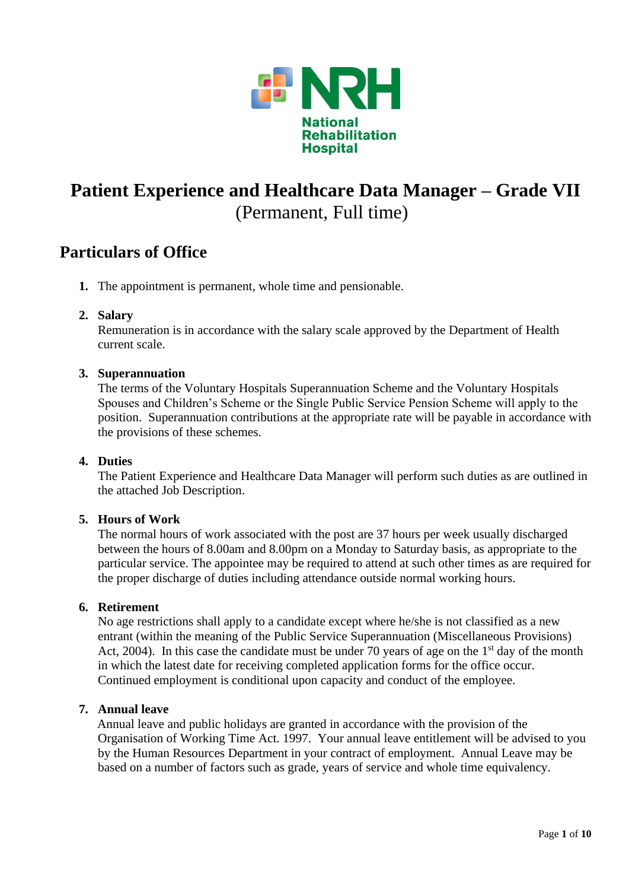National Rehabilitation Hospital

# Patient Experience and Healthcare Data Manager – Grade VII

(Permanent, Full time)

## Particulars of Office

1. The appointment is permanent, whole time and pensionable.

2. **Salary**
   Remuneration is in accordance with the salary scale approved by the Department of Health current scale.

3. **Superannuation**
   The terms of the Voluntary Hospitals Superannuation Scheme and the Voluntary Hospitals Spouses and Children's Scheme or the Single Public Service Pension Scheme will apply to the position. Superannuation contributions at the appropriate rate will be payable in accordance with the provisions of these schemes.

4. **Duties**
   The Patient Experience and Healthcare Data Manager will perform such duties as are outlined in the attached Job Description.

5. **Hours of Work**
   The normal hours of work associated with the post are 37 hours per week usually discharged between the hours of 8.00am and 8.00pm on a Monday to Saturday basis, as appropriate to the particular service. The appointee may be required to attend at such other times as are required for the proper discharge of duties including attendance outside normal working hours.

6. **Retirement**
   No age restrictions shall apply to a candidate except where he/she is not classified as a new entrant (within the meaning of the Public Service Superannuation (Miscellaneous Provisions) Act, 2004). In this case the candidate must be under 70 years of age on the 1st day of the month in which the latest date for receiving completed application forms for the office occur. Continued employment is conditional upon capacity and conduct of the employee.

7. **Annual leave**
   Annual leave and public holidays are granted in accordance with the provision of the Organisation of Working Time Act. 1997. Your annual leave entitlement will be advised to you by the Human Resources Department in your contract of employment. Annual Leave may be based on a number of factors such as grade, years of service and whole time equivalency.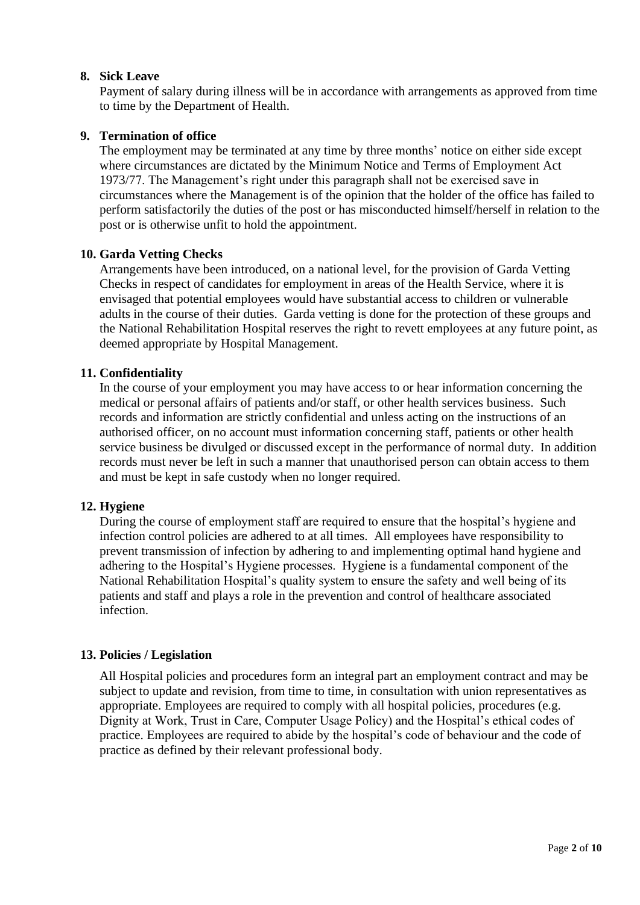**8. Sick Leave**

Payment of salary during illness will be in accordance with arrangements as approved from time to time by the Department of Health.

**9. Termination of office**

The employment may be terminated at any time by three months' notice on either side except where circumstances are dictated by the Minimum Notice and Terms of Employment Act 1973/77. The Management's right under this paragraph shall not be exercised save in circumstances where the Management is of the opinion that the holder of the office has failed to perform satisfactorily the duties of the post or has misconducted himself/herself in relation to the post or is otherwise unfit to hold the appointment.

**10. Garda Vetting Checks**

Arrangements have been introduced, on a national level, for the provision of Garda Vetting Checks in respect of candidates for employment in areas of the Health Service, where it is envisaged that potential employees would have substantial access to children or vulnerable adults in the course of their duties. Garda vetting is done for the protection of these groups and the National Rehabilitation Hospital reserves the right to revett employees at any future point, as deemed appropriate by Hospital Management.

**11. Confidentiality**

In the course of your employment you may have access to or hear information concerning the medical or personal affairs of patients and/or staff, or other health services business. Such records and information are strictly confidential and unless acting on the instructions of an authorised officer, on no account must information concerning staff, patients or other health service business be divulged or discussed except in the performance of normal duty. In addition records must never be left in such a manner that unauthorised person can obtain access to them and must be kept in safe custody when no longer required.

**12. Hygiene**

During the course of employment staff are required to ensure that the hospital's hygiene and infection control policies are adhered to at all times. All employees have responsibility to prevent transmission of infection by adhering to and implementing optimal hand hygiene and adhering to the Hospital's Hygiene processes. Hygiene is a fundamental component of the National Rehabilitation Hospital's quality system to ensure the safety and well being of its patients and staff and plays a role in the prevention and control of healthcare associated infection.

**13. Policies / Legislation**

All Hospital policies and procedures form an integral part an employment contract and may be subject to update and revision, from time to time, in consultation with union representatives as appropriate. Employees are required to comply with all hospital policies, procedures (e.g. Dignity at Work, Trust in Care, Computer Usage Policy) and the Hospital's ethical codes of practice. Employees are required to abide by the hospital's code of behaviour and the code of practice as defined by their relevant professional body.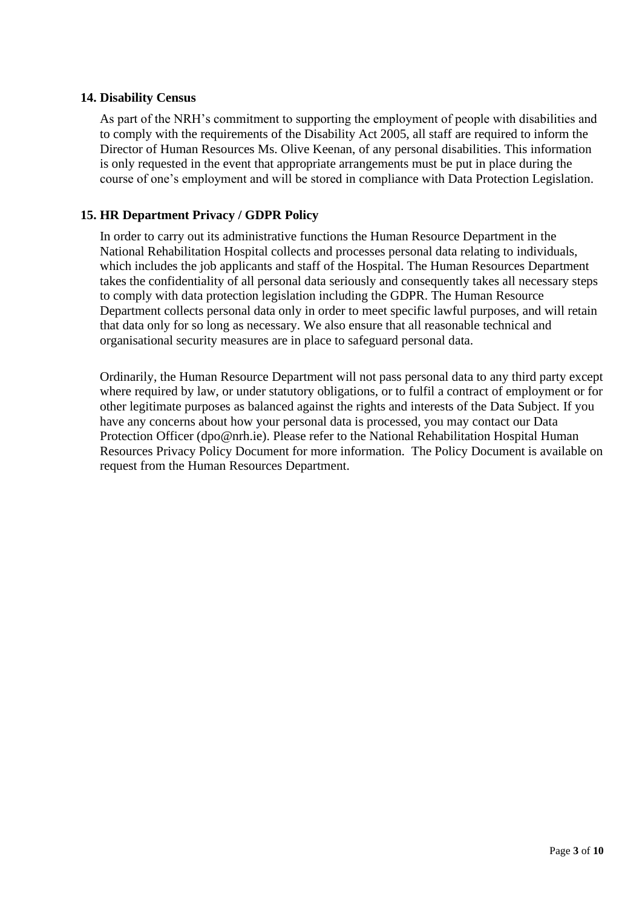### 14. Disability Census

As part of the NRH's commitment to supporting the employment of people with disabilities and to comply with the requirements of the Disability Act 2005, all staff are required to inform the Director of Human Resources Ms. Olive Keenan, of any personal disabilities. This information is only requested in the event that appropriate arrangements must be put in place during the course of one's employment and will be stored in compliance with Data Protection Legislation.

### 15. HR Department Privacy / GDPR Policy

In order to carry out its administrative functions the Human Resource Department in the National Rehabilitation Hospital collects and processes personal data relating to individuals, which includes the job applicants and staff of the Hospital. The Human Resources Department takes the confidentiality of all personal data seriously and consequently takes all necessary steps to comply with data protection legislation including the GDPR. The Human Resource Department collects personal data only in order to meet specific lawful purposes, and will retain that data only for so long as necessary. We also ensure that all reasonable technical and organisational security measures are in place to safeguard personal data.

Ordinarily, the Human Resource Department will not pass personal data to any third party except where required by law, or under statutory obligations, or to fulfil a contract of employment or for other legitimate purposes as balanced against the rights and interests of the Data Subject. If you have any concerns about how your personal data is processed, you may contact our Data Protection Officer (dpo@nrh.ie). Please refer to the National Rehabilitation Hospital Human Resources Privacy Policy Document for more information. The Policy Document is available on request from the Human Resources Department.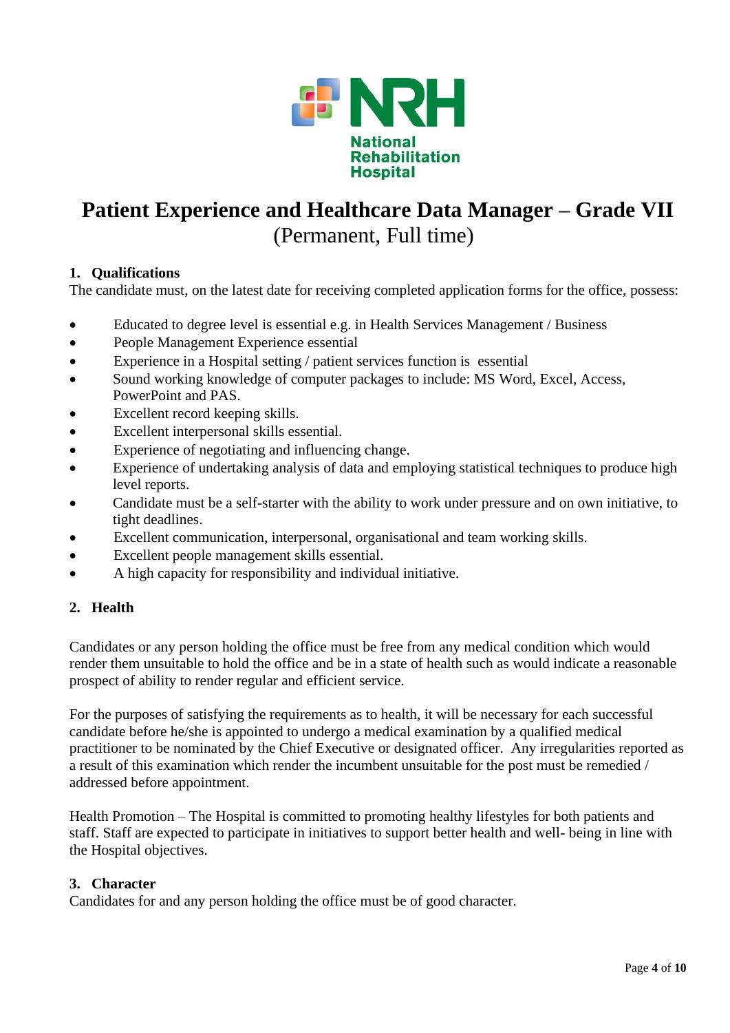National Rehabilitation Hospital

# Patient Experience and Healthcare Data Manager – Grade VII

(Permanent, Full time)

## 1. Qualifications

The candidate must, on the latest date for receiving completed application forms for the office, possess:

- Educated to degree level is essential e.g. in Health Services Management / Business
- People Management Experience essential
- Experience in a Hospital setting / patient services function is essential
- Sound working knowledge of computer packages to include: MS Word, Excel, Access, PowerPoint and PAS.
- Excellent record keeping skills.
- Excellent interpersonal skills essential.
- Experience of negotiating and influencing change.
- Experience of undertaking analysis of data and employing statistical techniques to produce high level reports.
- Candidate must be a self-starter with the ability to work under pressure and on own initiative, to tight deadlines.
- Excellent communication, interpersonal, organisational and team working skills.
- Excellent people management skills essential.
- A high capacity for responsibility and individual initiative.

## 2. Health

Candidates or any person holding the office must be free from any medical condition which would render them unsuitable to hold the office and be in a state of health such as would indicate a reasonable prospect of ability to render regular and efficient service.

For the purposes of satisfying the requirements as to health, it will be necessary for each successful candidate before he/she is appointed to undergo a medical examination by a qualified medical practitioner to be nominated by the Chief Executive or designated officer. Any irregularities reported as a result of this examination which render the incumbent unsuitable for the post must be remedied / addressed before appointment.

Health Promotion – The Hospital is committed to promoting healthy lifestyles for both patients and staff. Staff are expected to participate in initiatives to support better health and well- being in line with the Hospital objectives.

## 3. Character

Candidates for and any person holding the office must be of good character.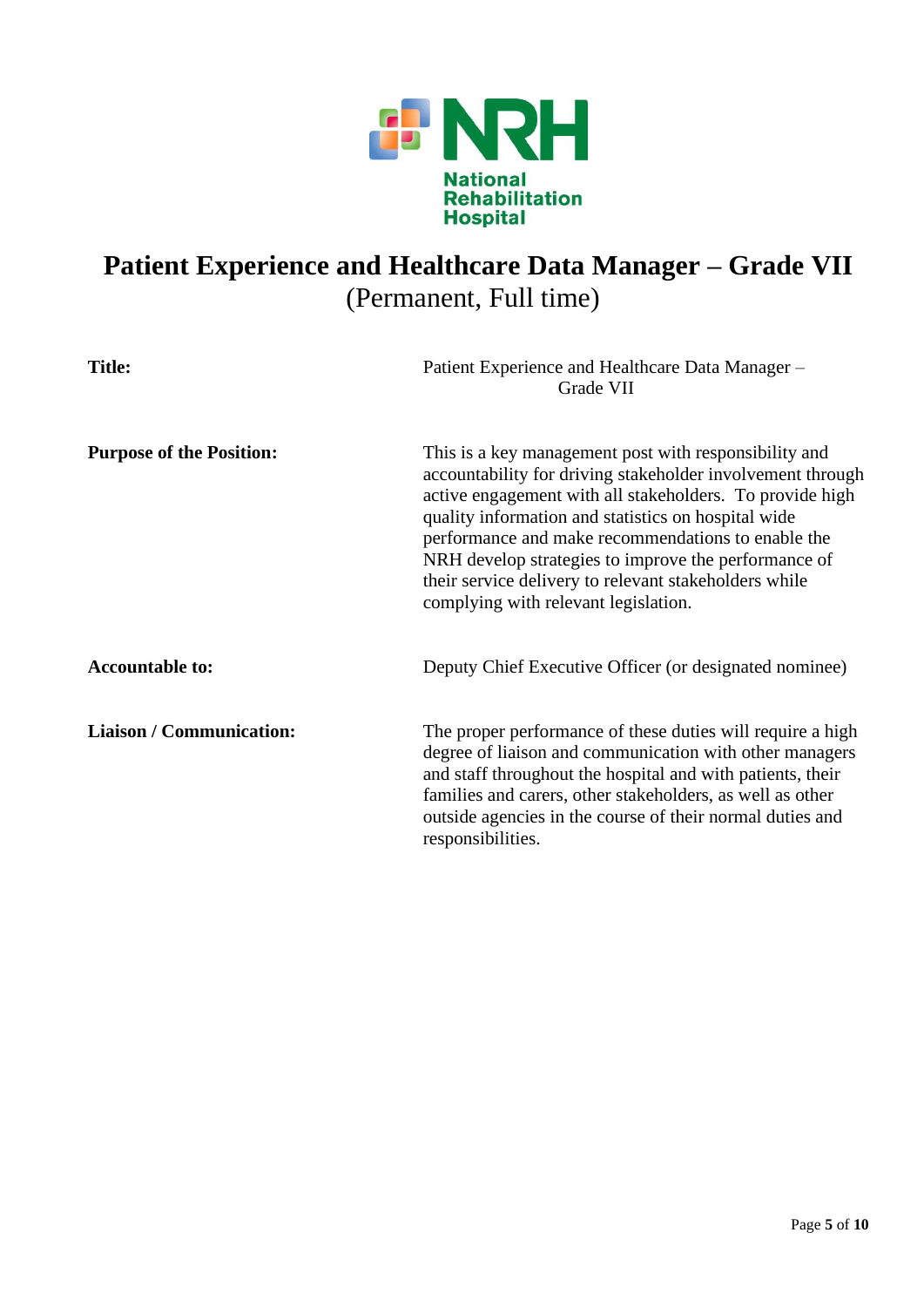National Rehabilitation Hospital

# Patient Experience and Healthcare Data Manager – Grade VII

(Permanent, Full time)

| | |
|---|---|
| **Title:** | Patient Experience and Healthcare Data Manager – Grade VII |
| **Purpose of the Position:** | This is a key management post with responsibility and accountability for driving stakeholder involvement through active engagement with all stakeholders. To provide high quality information and statistics on hospital wide performance and make recommendations to enable the NRH develop strategies to improve the performance of their service delivery to relevant stakeholders while complying with relevant legislation. |
| **Accountable to:** | Deputy Chief Executive Officer (or designated nominee) |
| **Liaison / Communication:** | The proper performance of these duties will require a high degree of liaison and communication with other managers and staff throughout the hospital and with patients, their families and carers, other stakeholders, as well as other outside agencies in the course of their normal duties and responsibilities. |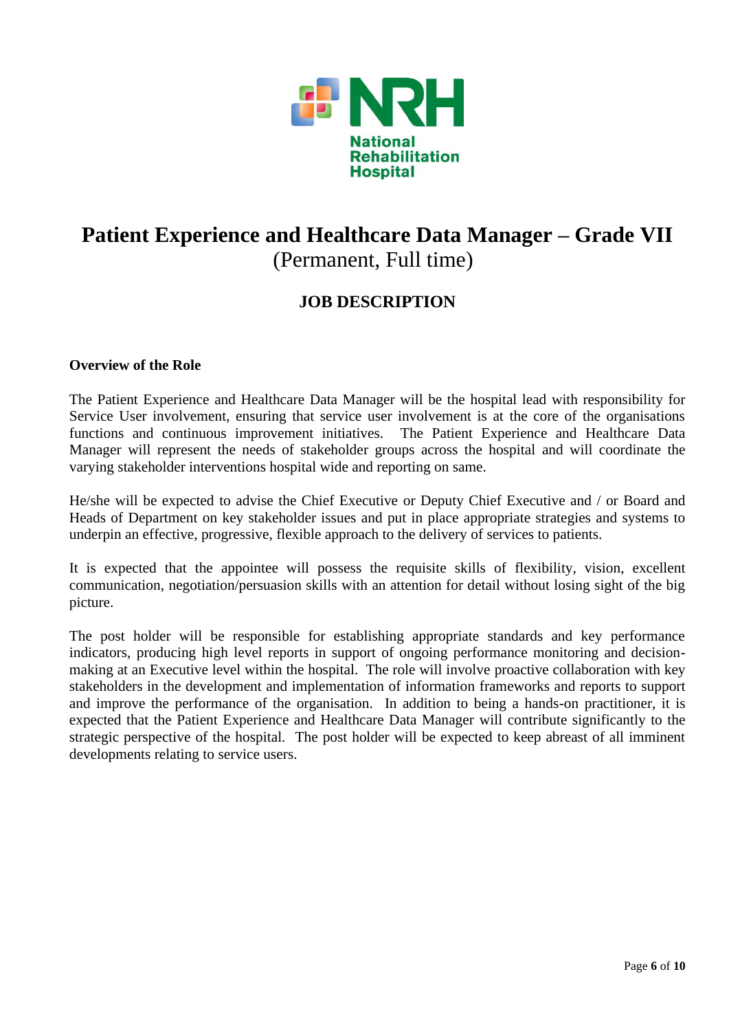# Patient Experience and Healthcare Data Manager – Grade VII

(Permanent, Full time)

## JOB DESCRIPTION

**Overview of the Role**

The Patient Experience and Healthcare Data Manager will be the hospital lead with responsibility for Service User involvement, ensuring that service user involvement is at the core of the organisations functions and continuous improvement initiatives. The Patient Experience and Healthcare Data Manager will represent the needs of stakeholder groups across the hospital and will coordinate the varying stakeholder interventions hospital wide and reporting on same.

He/she will be expected to advise the Chief Executive or Deputy Chief Executive and / or Board and Heads of Department on key stakeholder issues and put in place appropriate strategies and systems to underpin an effective, progressive, flexible approach to the delivery of services to patients.

It is expected that the appointee will possess the requisite skills of flexibility, vision, excellent communication, negotiation/persuasion skills with an attention for detail without losing sight of the big picture.

The post holder will be responsible for establishing appropriate standards and key performance indicators, producing high level reports in support of ongoing performance monitoring and decision-making at an Executive level within the hospital. The role will involve proactive collaboration with key stakeholders in the development and implementation of information frameworks and reports to support and improve the performance of the organisation. In addition to being a hands-on practitioner, it is expected that the Patient Experience and Healthcare Data Manager will contribute significantly to the strategic perspective of the hospital. The post holder will be expected to keep abreast of all imminent developments relating to service users.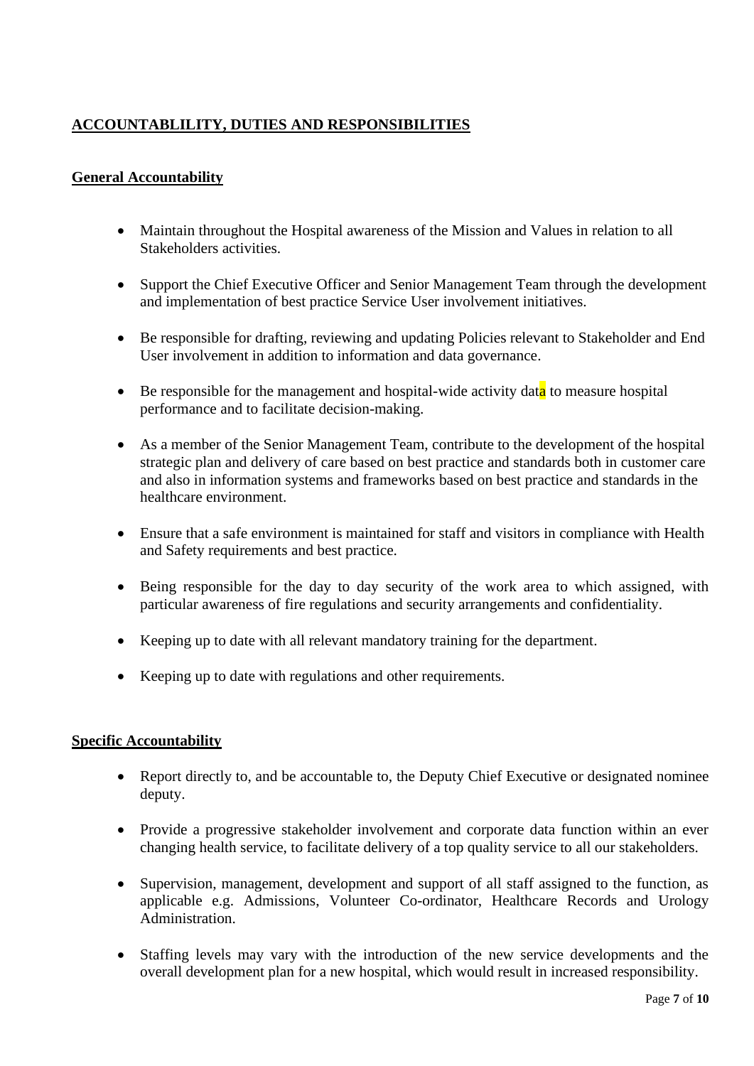## ACCOUNTABLILITY, DUTIES AND RESPONSIBILITIES

### General Accountability

- Maintain throughout the Hospital awareness of the Mission and Values in relation to all Stakeholders activities.
- Support the Chief Executive Officer and Senior Management Team through the development and implementation of best practice Service User involvement initiatives.
- Be responsible for drafting, reviewing and updating Policies relevant to Stakeholder and End User involvement in addition to information and data governance.
- Be responsible for the management and hospital-wide activity data to measure hospital performance and to facilitate decision-making.
- As a member of the Senior Management Team, contribute to the development of the hospital strategic plan and delivery of care based on best practice and standards both in customer care and also in information systems and frameworks based on best practice and standards in the healthcare environment.
- Ensure that a safe environment is maintained for staff and visitors in compliance with Health and Safety requirements and best practice.
- Being responsible for the day to day security of the work area to which assigned, with particular awareness of fire regulations and security arrangements and confidentiality.
- Keeping up to date with all relevant mandatory training for the department.
- Keeping up to date with regulations and other requirements.

### Specific Accountability

- Report directly to, and be accountable to, the Deputy Chief Executive or designated nominee deputy.
- Provide a progressive stakeholder involvement and corporate data function within an ever changing health service, to facilitate delivery of a top quality service to all our stakeholders.
- Supervision, management, development and support of all staff assigned to the function, as applicable e.g. Admissions, Volunteer Co-ordinator, Healthcare Records and Urology Administration.
- Staffing levels may vary with the introduction of the new service developments and the overall development plan for a new hospital, which would result in increased responsibility.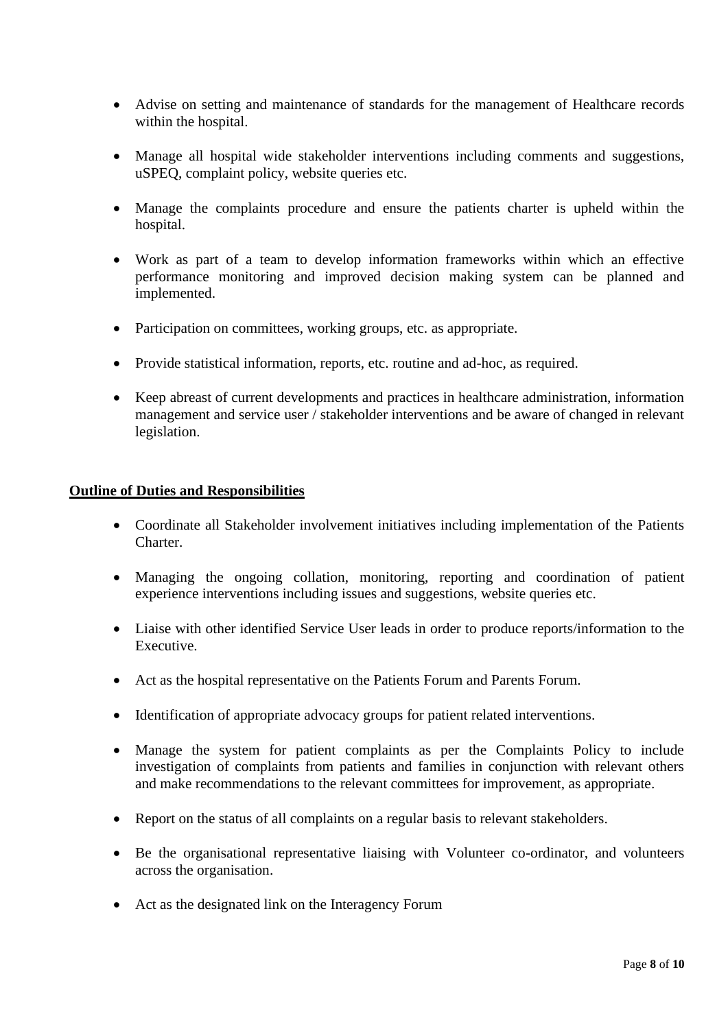- Advise on setting and maintenance of standards for the management of Healthcare records within the hospital.
- Manage all hospital wide stakeholder interventions including comments and suggestions, uSPEQ, complaint policy, website queries etc.
- Manage the complaints procedure and ensure the patients charter is upheld within the hospital.
- Work as part of a team to develop information frameworks within which an effective performance monitoring and improved decision making system can be planned and implemented.
- Participation on committees, working groups, etc. as appropriate.
- Provide statistical information, reports, etc. routine and ad-hoc, as required.
- Keep abreast of current developments and practices in healthcare administration, information management and service user / stakeholder interventions and be aware of changed in relevant legislation.

**Outline of Duties and Responsibilities**

- Coordinate all Stakeholder involvement initiatives including implementation of the Patients Charter.
- Managing the ongoing collation, monitoring, reporting and coordination of patient experience interventions including issues and suggestions, website queries etc.
- Liaise with other identified Service User leads in order to produce reports/information to the Executive.
- Act as the hospital representative on the Patients Forum and Parents Forum.
- Identification of appropriate advocacy groups for patient related interventions.
- Manage the system for patient complaints as per the Complaints Policy to include investigation of complaints from patients and families in conjunction with relevant others and make recommendations to the relevant committees for improvement, as appropriate.
- Report on the status of all complaints on a regular basis to relevant stakeholders.
- Be the organisational representative liaising with Volunteer co-ordinator, and volunteers across the organisation.
- Act as the designated link on the Interagency Forum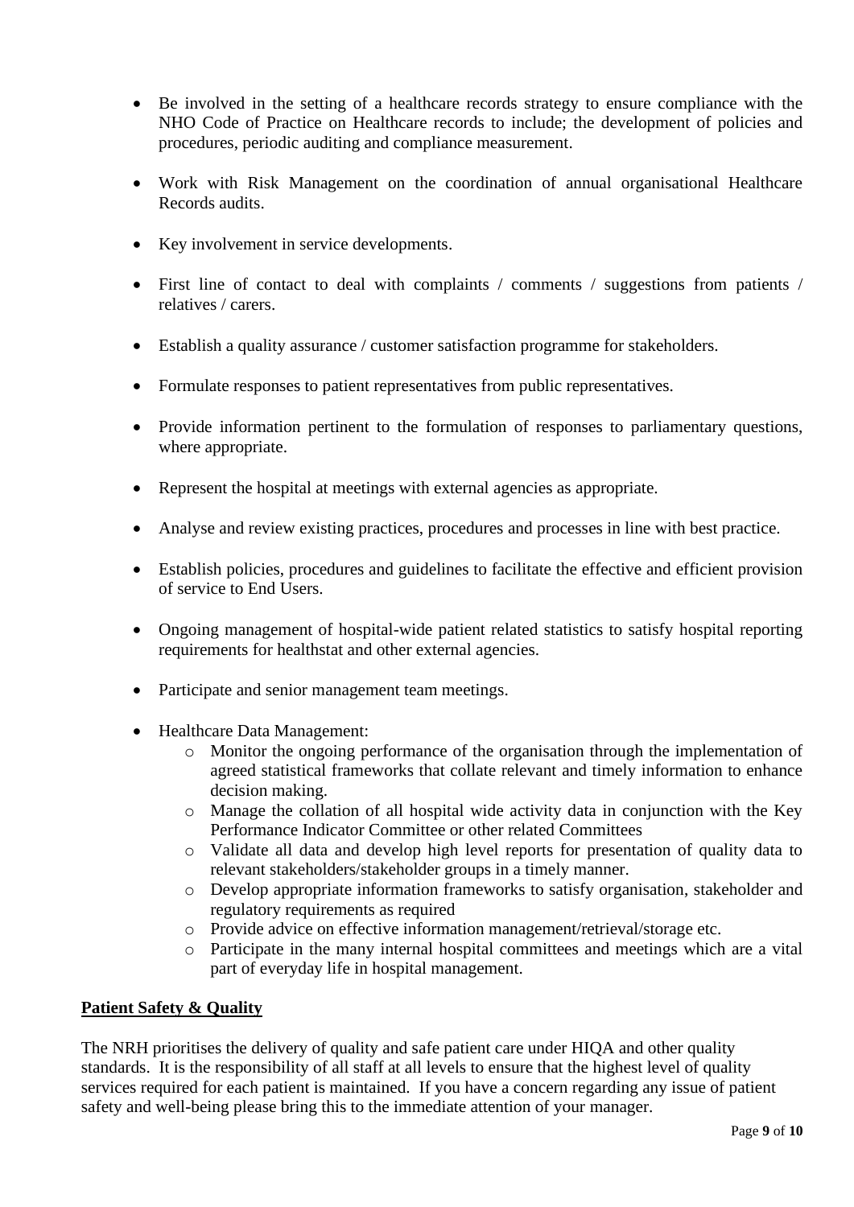- Be involved in the setting of a healthcare records strategy to ensure compliance with the NHO Code of Practice on Healthcare records to include; the development of policies and procedures, periodic auditing and compliance measurement.

- Work with Risk Management on the coordination of annual organisational Healthcare Records audits.

- Key involvement in service developments.

- First line of contact to deal with complaints / comments / suggestions from patients / relatives / carers.

- Establish a quality assurance / customer satisfaction programme for stakeholders.

- Formulate responses to patient representatives from public representatives.

- Provide information pertinent to the formulation of responses to parliamentary questions, where appropriate.

- Represent the hospital at meetings with external agencies as appropriate.

- Analyse and review existing practices, procedures and processes in line with best practice.

- Establish policies, procedures and guidelines to facilitate the effective and efficient provision of service to End Users.

- Ongoing management of hospital-wide patient related statistics to satisfy hospital reporting requirements for healthstat and other external agencies.

- Participate and senior management team meetings.

- Healthcare Data Management:
  - Monitor the ongoing performance of the organisation through the implementation of agreed statistical frameworks that collate relevant and timely information to enhance decision making.
  - Manage the collation of all hospital wide activity data in conjunction with the Key Performance Indicator Committee or other related Committees
  - Validate all data and develop high level reports for presentation of quality data to relevant stakeholders/stakeholder groups in a timely manner.
  - Develop appropriate information frameworks to satisfy organisation, stakeholder and regulatory requirements as required
  - Provide advice on effective information management/retrieval/storage etc.
  - Participate in the many internal hospital committees and meetings which are a vital part of everyday life in hospital management.

**Patient Safety & Quality**

The NRH prioritises the delivery of quality and safe patient care under HIQA and other quality standards. It is the responsibility of all staff at all levels to ensure that the highest level of quality services required for each patient is maintained. If you have a concern regarding any issue of patient safety and well-being please bring this to the immediate attention of your manager.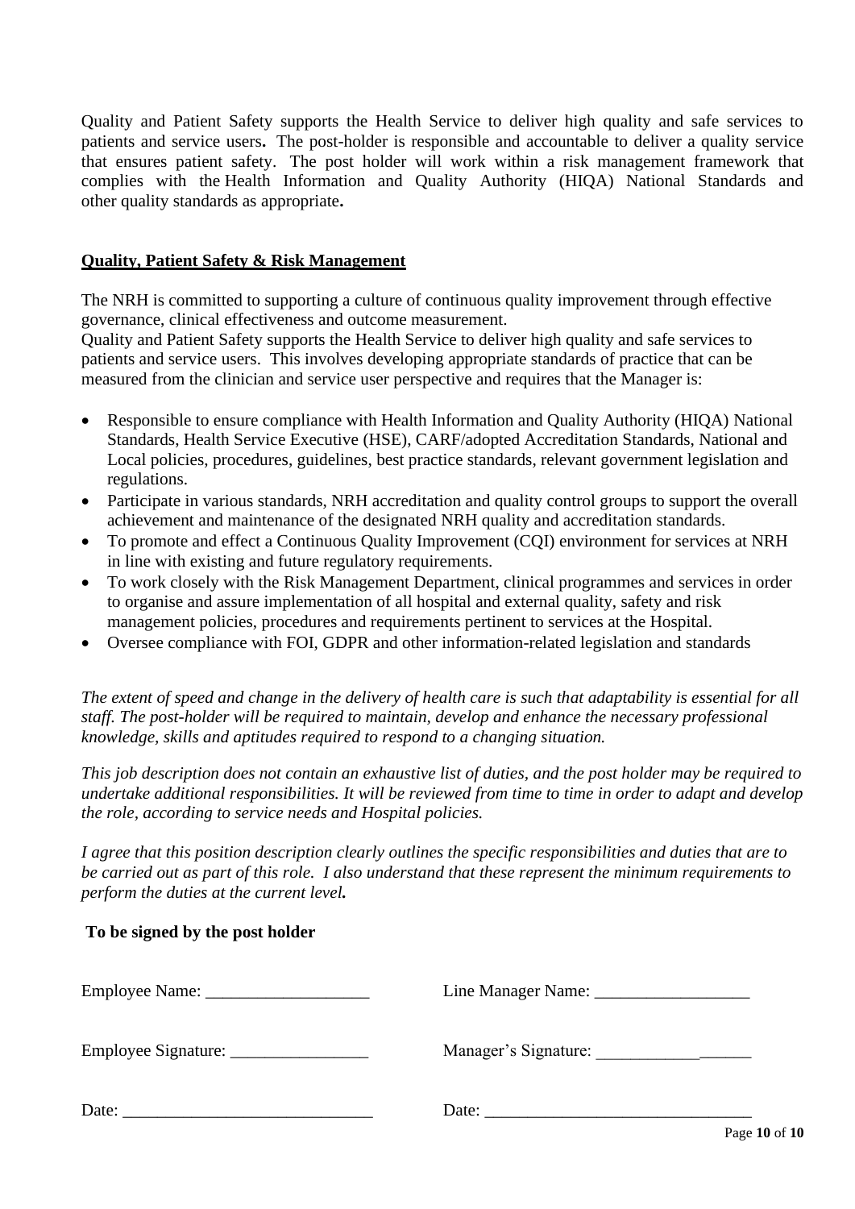Quality and Patient Safety supports the Health Service to deliver high quality and safe services to patients and service users**.** The post-holder is responsible and accountable to deliver a quality service that ensures patient safety. The post holder will work within a risk management framework that complies with the Health Information and Quality Authority (HIQA) National Standards and other quality standards as appropriate**.**

**Quality, Patient Safety & Risk Management**

The NRH is committed to supporting a culture of continuous quality improvement through effective governance, clinical effectiveness and outcome measurement.
Quality and Patient Safety supports the Health Service to deliver high quality and safe services to patients and service users. This involves developing appropriate standards of practice that can be measured from the clinician and service user perspective and requires that the Manager is:

- Responsible to ensure compliance with Health Information and Quality Authority (HIQA) National Standards, Health Service Executive (HSE), CARF/adopted Accreditation Standards, National and Local policies, procedures, guidelines, best practice standards, relevant government legislation and regulations.
- Participate in various standards, NRH accreditation and quality control groups to support the overall achievement and maintenance of the designated NRH quality and accreditation standards.
- To promote and effect a Continuous Quality Improvement (CQI) environment for services at NRH in line with existing and future regulatory requirements.
- To work closely with the Risk Management Department, clinical programmes and services in order to organise and assure implementation of all hospital and external quality, safety and risk management policies, procedures and requirements pertinent to services at the Hospital.
- Oversee compliance with FOI, GDPR and other information-related legislation and standards

*The extent of speed and change in the delivery of health care is such that adaptability is essential for all staff. The post-holder will be required to maintain, develop and enhance the necessary professional knowledge, skills and aptitudes required to respond to a changing situation.*

*This job description does not contain an exhaustive list of duties, and the post holder may be required to undertake additional responsibilities. It will be reviewed from time to time in order to adapt and develop the role, according to service needs and Hospital policies.*

*I agree that this position description clearly outlines the specific responsibilities and duties that are to be carried out as part of this role. I also understand that these represent the minimum requirements to perform the duties at the current level.*

**To be signed by the post holder**

Employee Name: ___________________ Line Manager Name: __________________

Employee Signature: ________________ Manager's Signature: __________________

Date: _____________________________ Date: _______________________________